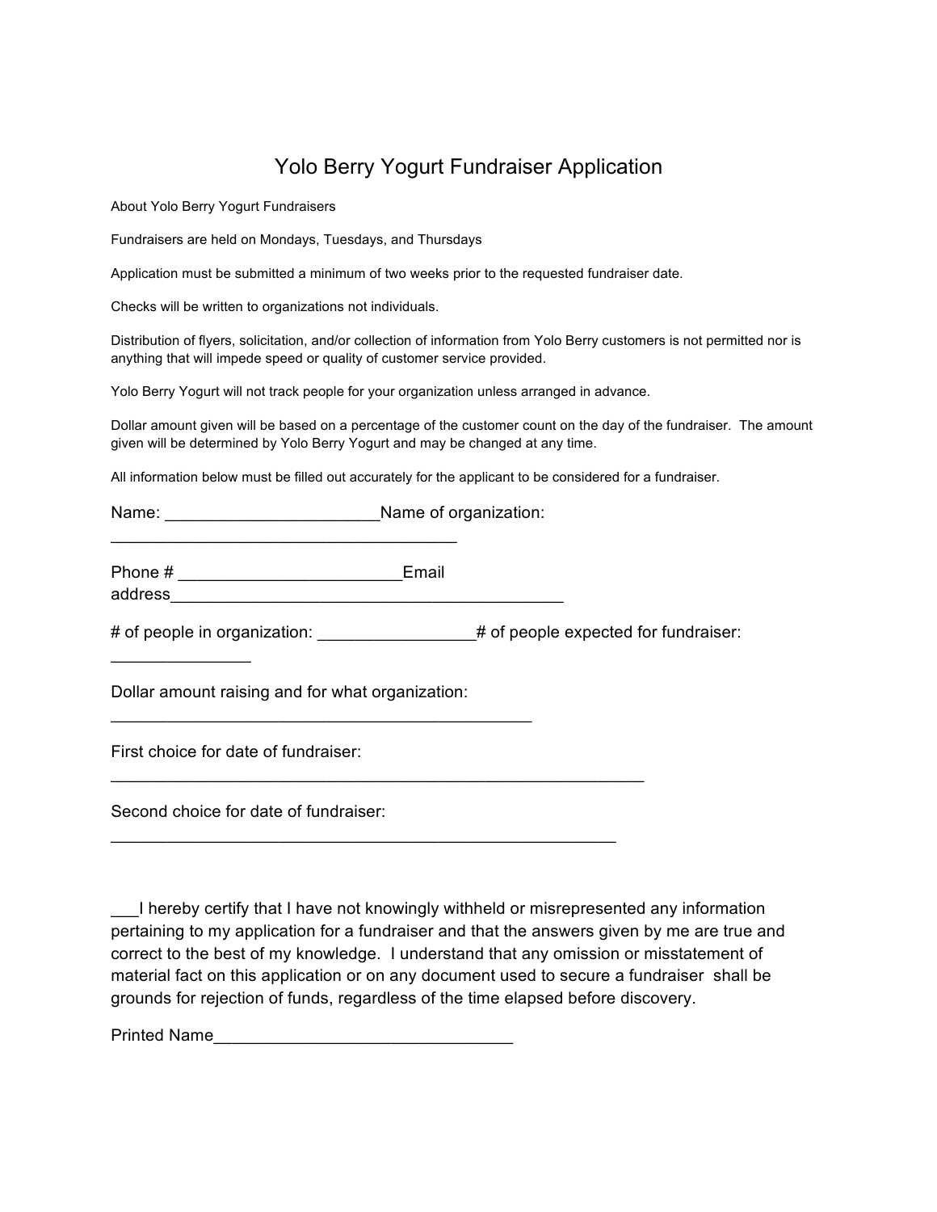# Yolo Berry Yogurt Fundraiser Application

About Yolo Berry Yogurt Fundraisers

Fundraisers are held on Mondays, Tuesdays, and Thursdays

Application must be submitted a minimum of two weeks prior to the requested fundraiser date.

Checks will be written to organizations not individuals.

Distribution of flyers, solicitation, and/or collection of information from Yolo Berry customers is not permitted nor is anything that will impede speed or quality of customer service provided.

Yolo Berry Yogurt will not track people for your organization unless arranged in advance.

Dollar amount given will be based on a percentage of the customer count on the day of the fundraiser. The amount given will be determined by Yolo Berry Yogurt and may be changed at any time.

All information below must be filled out accurately for the applicant to be considered for a fundraiser.

Name: _______________________Name of organization: _____________________________________

Phone # ________________________Email address__________________________________________

# of people in organization: _________________# of people expected for fundraiser: _______________

Dollar amount raising and for what organization: ______________________________________________

First choice for date of fundraiser: ___________________________________________________________

Second choice for date of fundraiser: ________________________________________________________

___I hereby certify that I have not knowingly withheld or misrepresented any information pertaining to my application for a fundraiser and that the answers given by me are true and correct to the best of my knowledge. I understand that any omission or misstatement of material fact on this application or on any document used to secure a fundraiser shall be grounds for rejection of funds, regardless of the time elapsed before discovery.

Printed Name________________________________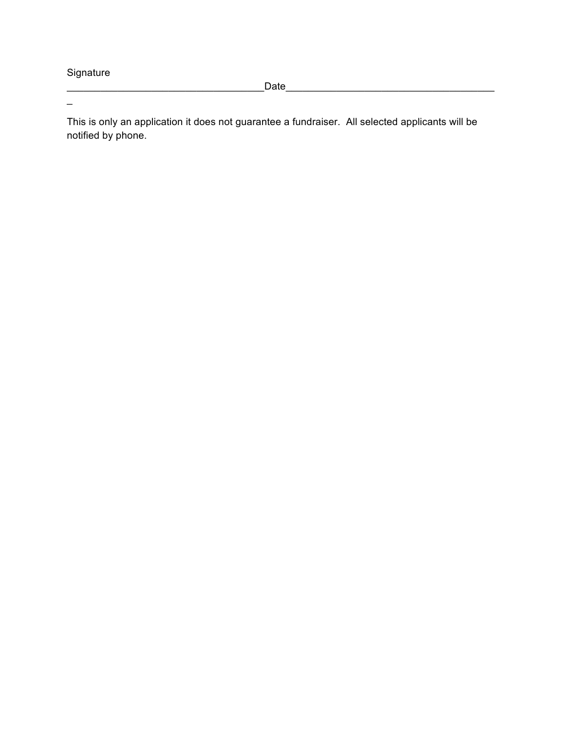Signature

___________________________________Date_____________________________________
_

This is only an application it does not guarantee a fundraiser.  All selected applicants will be notified by phone.